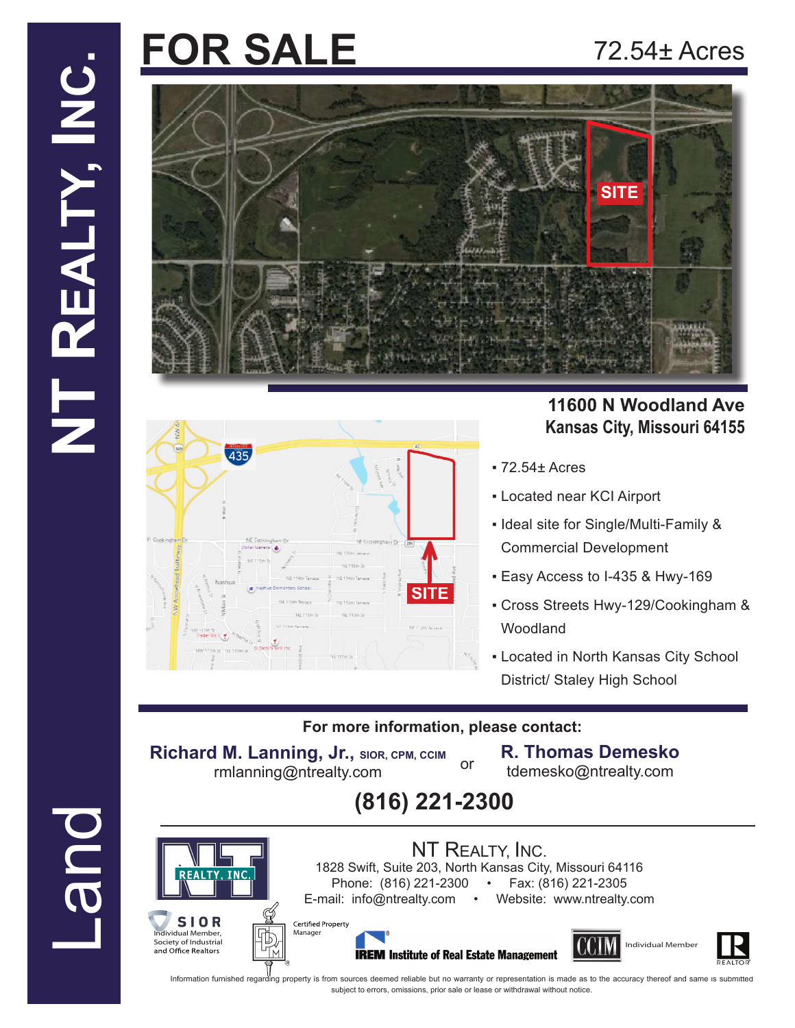# FOR SALE

72.54± Acres

NT REALTY, INC.

Land

## 11600 N Woodland Ave
## Kansas City, Missouri 64155

- 72.54± Acres
- Located near KCI Airport
- Ideal site for Single/Multi-Family & Commercial Development
- Easy Access to I-435 & Hwy-169
- Cross Streets Hwy-129/Cookingham & Woodland
- Located in North Kansas City School District/ Staley High School

**For more information, please contact:**

**Richard M. Lanning, Jr., SIOR, CPM, CCIM**
rmlanning@ntrealty.com

or

**R. Thomas Demesko**
tdemesko@ntrealty.com

**(816) 221-2300**

NT REALTY, INC.
1828 Swift, Suite 203, North Kansas City, Missouri 64116
Phone: (816) 221-2300 • Fax: (816) 221-2305
E-mail: info@ntrealty.com • Website: www.ntrealty.com

SIOR Individual Member, Society of Industrial and Office Realtors

Certified Property Manager

IREM Institute of Real Estate Management

CCIM Individual Member

REALTOR

Information furnished regarding property is from sources deemed reliable but no warranty or representation is made as to the accuracy thereof and same is submitted subject to errors, omissions, prior sale or lease or withdrawal without notice.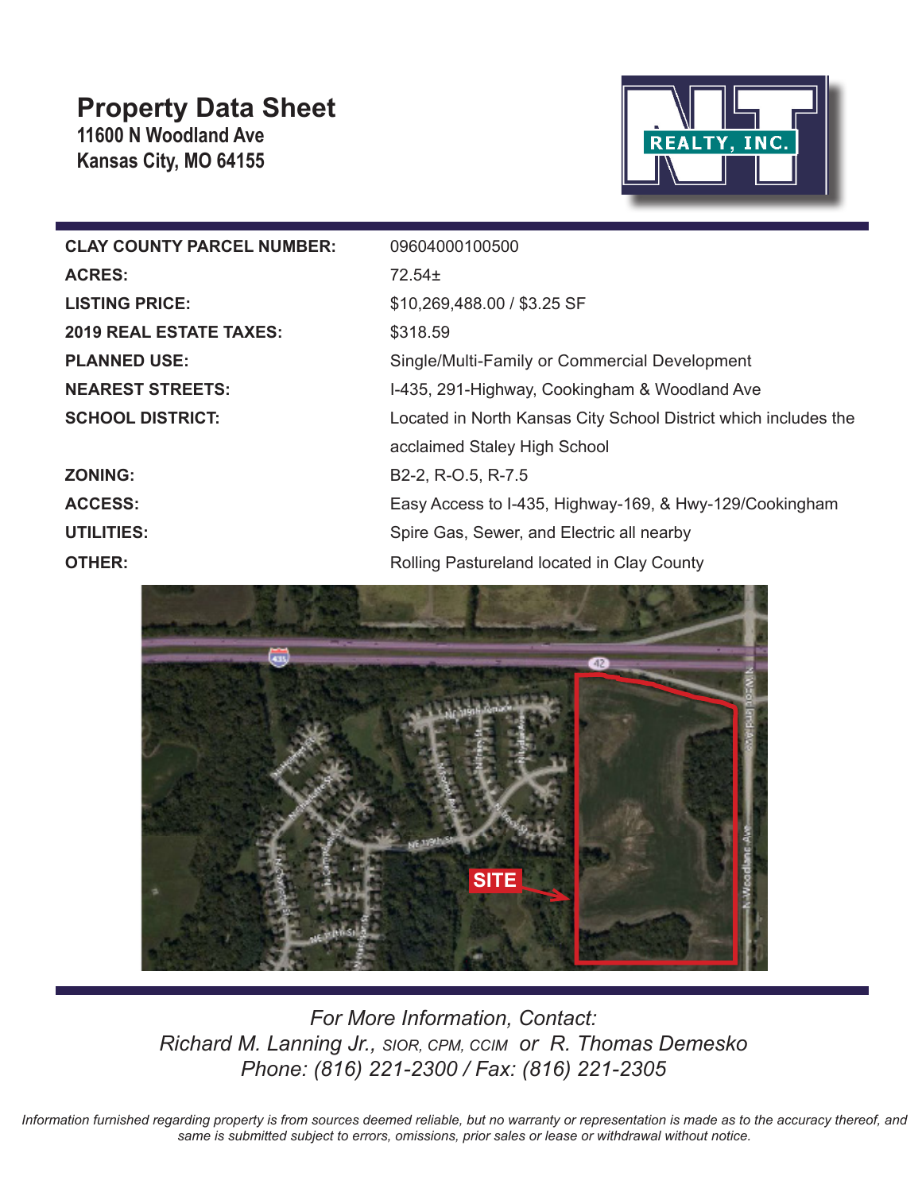# Property Data Sheet

**11600 N Woodland Ave**
**Kansas City, MO 64155**

| | |
|---|---|
| **CLAY COUNTY PARCEL NUMBER:** | 09604000100500 |
| **ACRES:** | 72.54± |
| **LISTING PRICE:** | $10,269,488.00 / $3.25 SF |
| **2019 REAL ESTATE TAXES:** | $318.59 |
| **PLANNED USE:** | Single/Multi-Family or Commercial Development |
| **NEAREST STREETS:** | I-435, 291-Highway, Cookingham & Woodland Ave |
| **SCHOOL DISTRICT:** | Located in North Kansas City School District which includes the acclaimed Staley High School |
| **ZONING:** | B2-2, R-O.5, R-7.5 |
| **ACCESS:** | Easy Access to I-435, Highway-169, & Hwy-129/Cookingham |
| **UTILITIES:** | Spire Gas, Sewer, and Electric all nearby |
| **OTHER:** | Rolling Pastureland located in Clay County |

*For More Information, Contact:*
*Richard M. Lanning Jr., SIOR, CPM, CCIM or R. Thomas Demesko*
*Phone: (816) 221-2300 / Fax: (816) 221-2305*

*Information furnished regarding property is from sources deemed reliable, but no warranty or representation is made as to the accuracy thereof, and same is submitted subject to errors, omissions, prior sales or lease or withdrawal without notice.*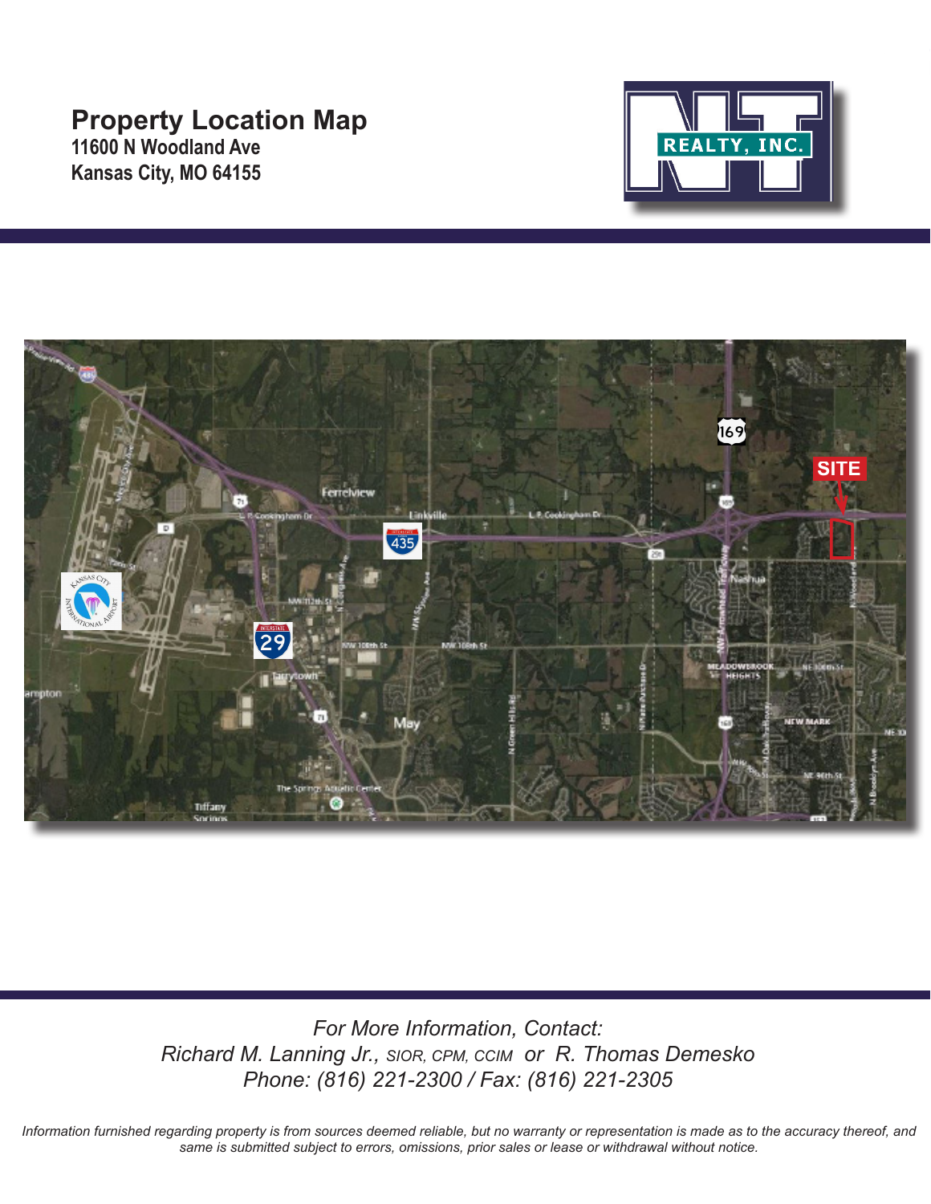# Property Location Map

**11600 N Woodland Ave**
**Kansas City, MO 64155**

REALTY, INC.

*For More Information, Contact:*
*Richard M. Lanning Jr., SIOR, CPM, CCIM or R. Thomas Demesko*
*Phone: (816) 221-2300 / Fax: (816) 221-2305*

*Information furnished regarding property is from sources deemed reliable, but no warranty or representation is made as to the accuracy thereof, and same is submitted subject to errors, omissions, prior sales or lease or withdrawal without notice.*